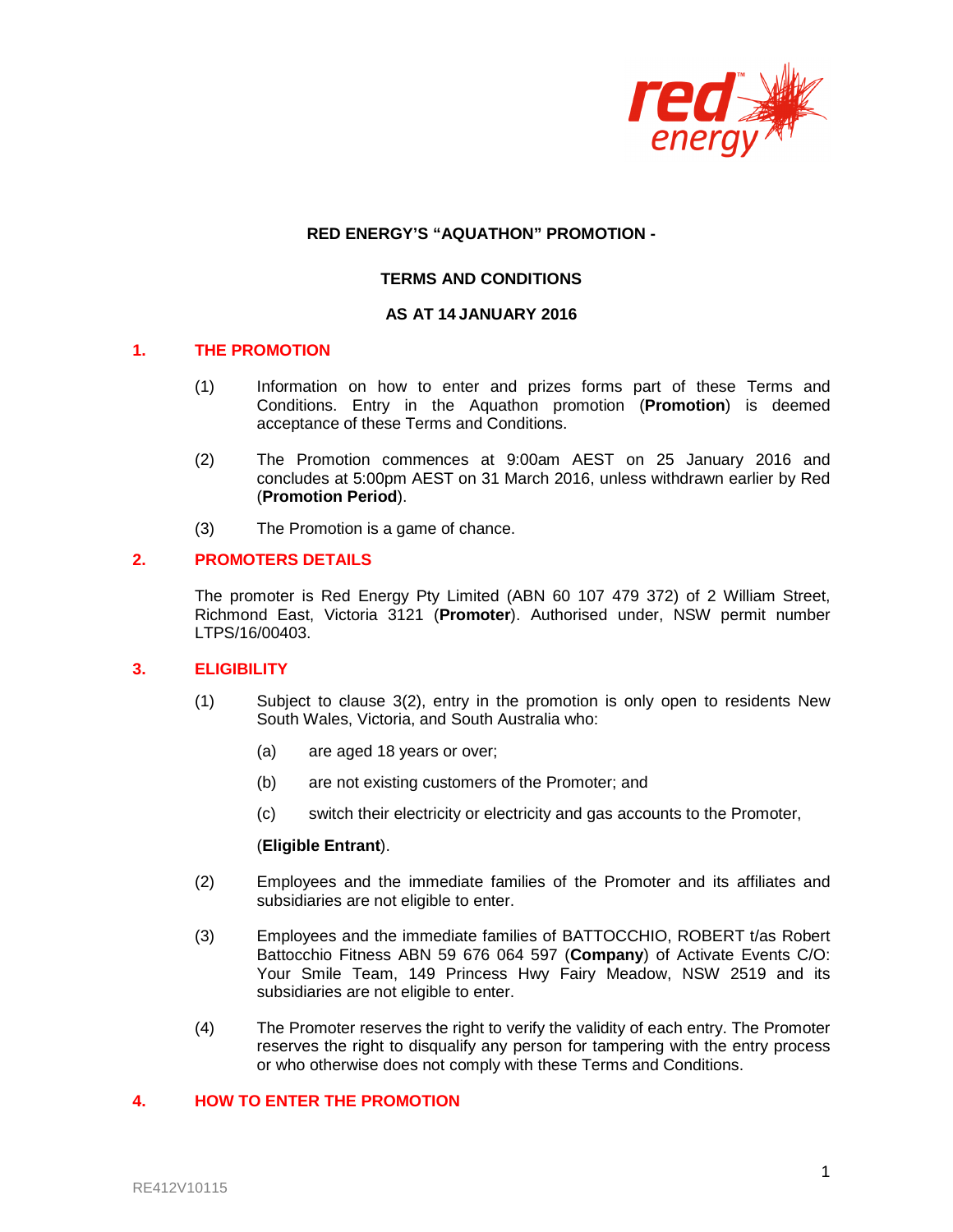**RED ENERGY'S "AQUATHON" PROMOTION -**

**TERMS AND CONDITIONS**

**AS AT 14 JANUARY 2016**

## 1. THE PROMOTION

(1) Information on how to enter and prizes forms part of these Terms and Conditions. Entry in the Aquathon promotion (**Promotion**) is deemed acceptance of these Terms and Conditions.

(2) The Promotion commences at 9:00am AEST on 25 January 2016 and concludes at 5:00pm AEST on 31 March 2016, unless withdrawn earlier by Red (**Promotion Period**).

(3) The Promotion is a game of chance.

## 2. PROMOTERS DETAILS

The promoter is Red Energy Pty Limited (ABN 60 107 479 372) of 2 William Street, Richmond East, Victoria 3121 (**Promoter**). Authorised under, NSW permit number LTPS/16/00403.

## 3. ELIGIBILITY

(1) Subject to clause 3(2), entry in the promotion is only open to residents New South Wales, Victoria, and South Australia who:

(a) are aged 18 years or over;

(b) are not existing customers of the Promoter; and

(c) switch their electricity or electricity and gas accounts to the Promoter,

(**Eligible Entrant**).

(2) Employees and the immediate families of the Promoter and its affiliates and subsidiaries are not eligible to enter.

(3) Employees and the immediate families of BATTOCCHIO, ROBERT t/as Robert Battocchio Fitness ABN 59 676 064 597 (**Company**) of Activate Events C/O: Your Smile Team, 149 Princess Hwy Fairy Meadow, NSW 2519 and its subsidiaries are not eligible to enter.

(4) The Promoter reserves the right to verify the validity of each entry. The Promoter reserves the right to disqualify any person for tampering with the entry process or who otherwise does not comply with these Terms and Conditions.

## 4. HOW TO ENTER THE PROMOTION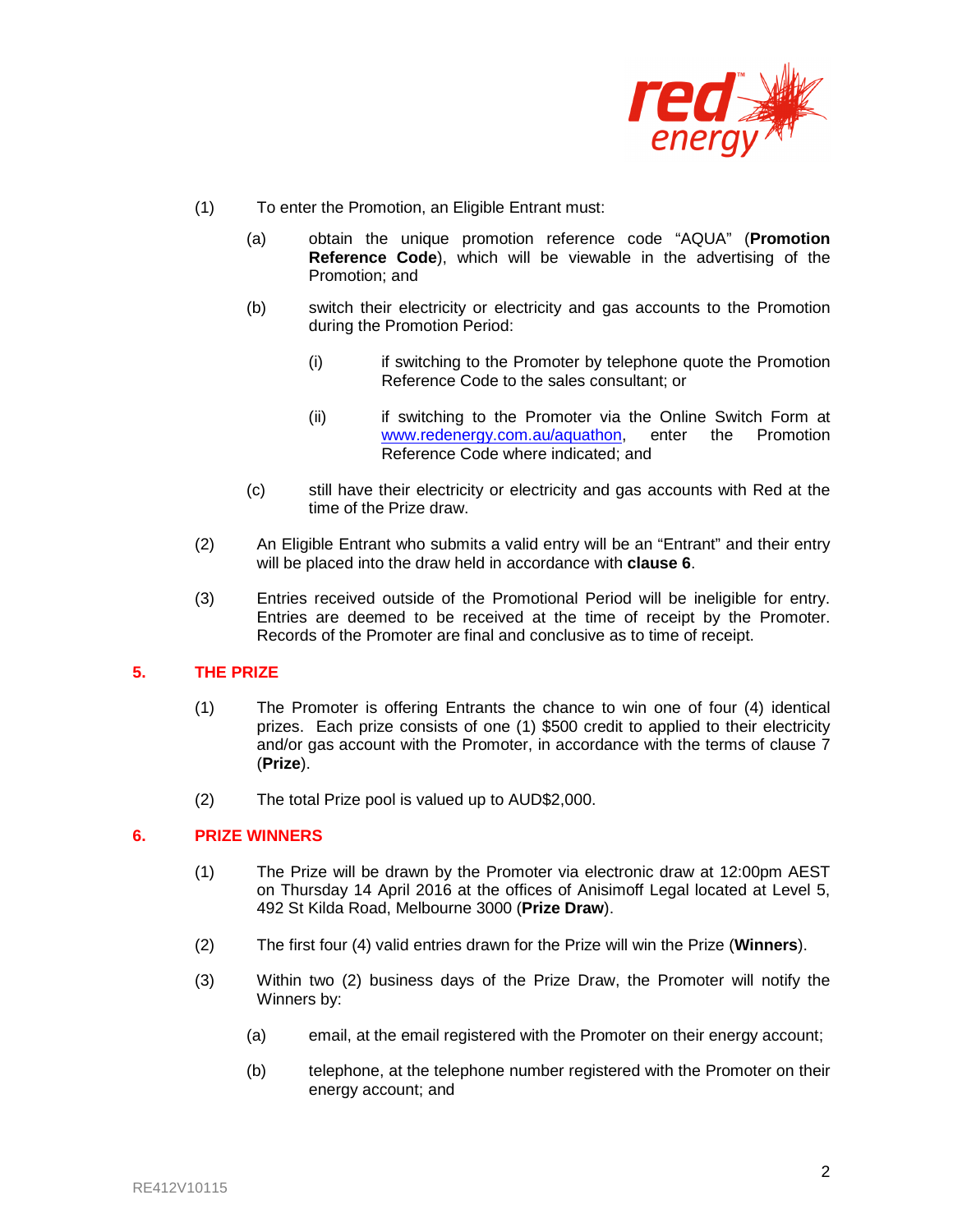(1) To enter the Promotion, an Eligible Entrant must:

(a) obtain the unique promotion reference code "AQUA" (**Promotion Reference Code**), which will be viewable in the advertising of the Promotion; and

(b) switch their electricity or electricity and gas accounts to the Promotion during the Promotion Period:

(i) if switching to the Promoter by telephone quote the Promotion Reference Code to the sales consultant; or

(ii) if switching to the Promoter via the Online Switch Form at www.redenergy.com.au/aquathon, enter the Promotion Reference Code where indicated; and

(c) still have their electricity or electricity and gas accounts with Red at the time of the Prize draw.

(2) An Eligible Entrant who submits a valid entry will be an "Entrant" and their entry will be placed into the draw held in accordance with **clause 6**.

(3) Entries received outside of the Promotional Period will be ineligible for entry. Entries are deemed to be received at the time of receipt by the Promoter. Records of the Promoter are final and conclusive as to time of receipt.

## 5. THE PRIZE

(1) The Promoter is offering Entrants the chance to win one of four (4) identical prizes. Each prize consists of one (1) $500 credit to applied to their electricity and/or gas account with the Promoter, in accordance with the terms of clause 7 (**Prize**).

(2) The total Prize pool is valued up to AUD$2,000.

## 6. PRIZE WINNERS

(1) The Prize will be drawn by the Promoter via electronic draw at 12:00pm AEST on Thursday 14 April 2016 at the offices of Anisimoff Legal located at Level 5, 492 St Kilda Road, Melbourne 3000 (**Prize Draw**).

(2) The first four (4) valid entries drawn for the Prize will win the Prize (**Winners**).

(3) Within two (2) business days of the Prize Draw, the Promoter will notify the Winners by:

(a) email, at the email registered with the Promoter on their energy account;

(b) telephone, at the telephone number registered with the Promoter on their energy account; and

RE412V10115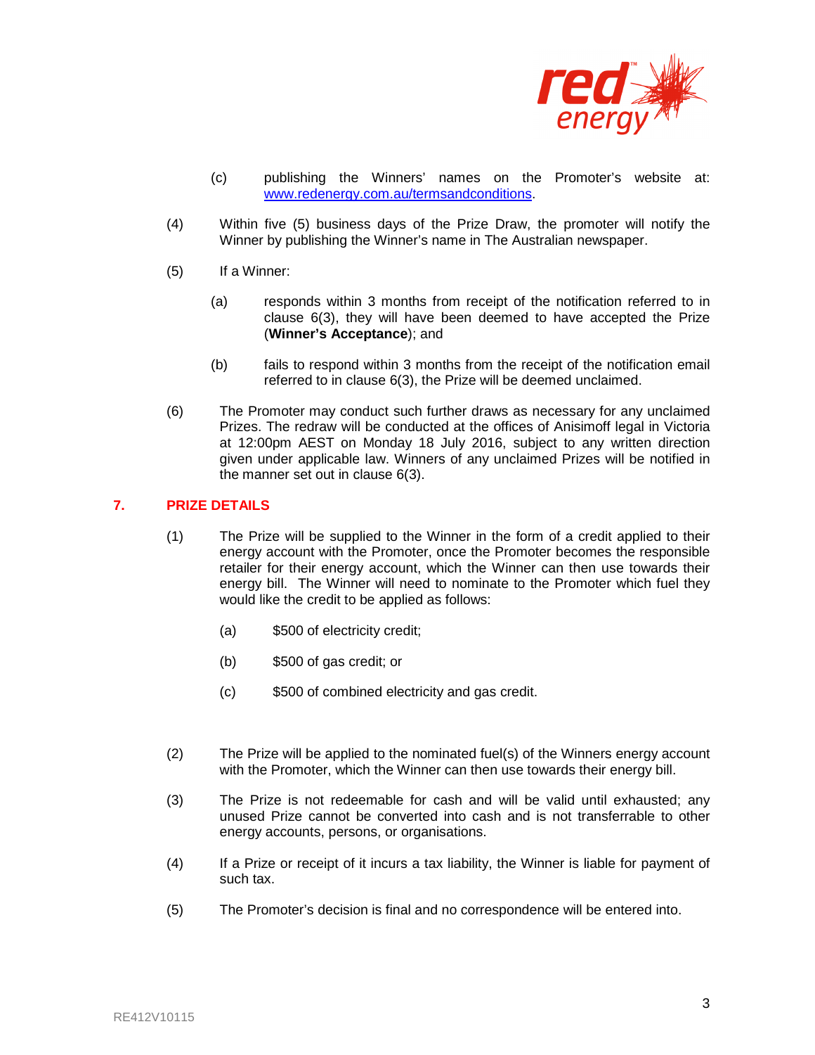(c) publishing the Winners' names on the Promoter's website at: [www.redenergy.com.au/termsandconditions](http://www.redenergy.com.au/termsandconditions).

(4) Within five (5) business days of the Prize Draw, the promoter will notify the Winner by publishing the Winner's name in The Australian newspaper.

(5) If a Winner:

(a) responds within 3 months from receipt of the notification referred to in clause 6(3), they will have been deemed to have accepted the Prize (**Winner's Acceptance**); and

(b) fails to respond within 3 months from the receipt of the notification email referred to in clause 6(3), the Prize will be deemed unclaimed.

(6) The Promoter may conduct such further draws as necessary for any unclaimed Prizes. The redraw will be conducted at the offices of Anisimoff legal in Victoria at 12:00pm AEST on Monday 18 July 2016, subject to any written direction given under applicable law. Winners of any unclaimed Prizes will be notified in the manner set out in clause 6(3).

## 7. PRIZE DETAILS

(1) The Prize will be supplied to the Winner in the form of a credit applied to their energy account with the Promoter, once the Promoter becomes the responsible retailer for their energy account, which the Winner can then use towards their energy bill. The Winner will need to nominate to the Promoter which fuel they would like the credit to be applied as follows:

(a) $500 of electricity credit;

(b) $500 of gas credit; or

(c) $500 of combined electricity and gas credit.

(2) The Prize will be applied to the nominated fuel(s) of the Winners energy account with the Promoter, which the Winner can then use towards their energy bill.

(3) The Prize is not redeemable for cash and will be valid until exhausted; any unused Prize cannot be converted into cash and is not transferrable to other energy accounts, persons, or organisations.

(4) If a Prize or receipt of it incurs a tax liability, the Winner is liable for payment of such tax.

(5) The Promoter's decision is final and no correspondence will be entered into.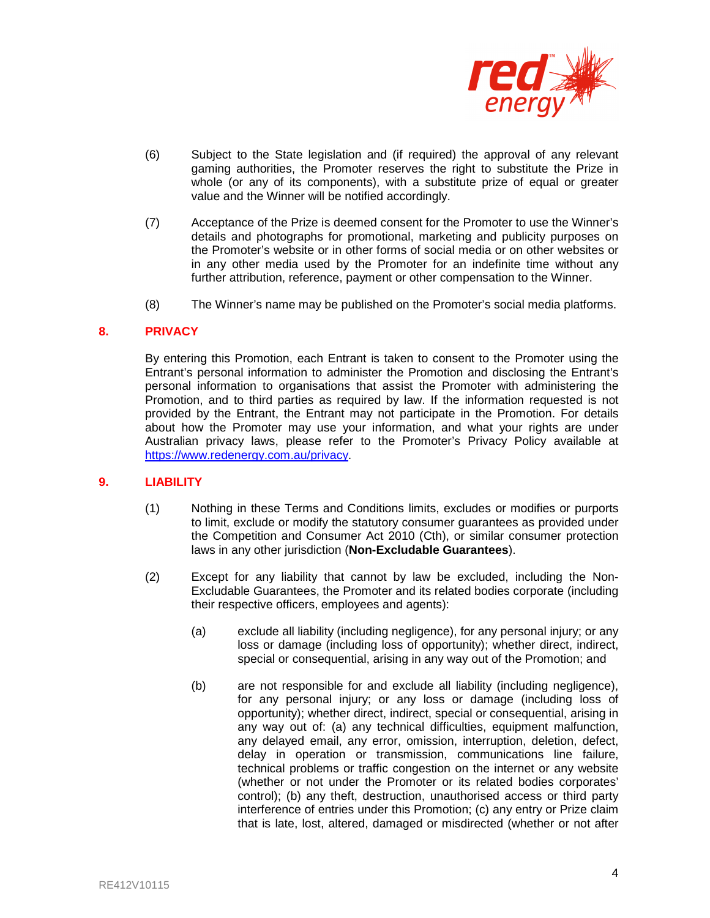(6) Subject to the State legislation and (if required) the approval of any relevant gaming authorities, the Promoter reserves the right to substitute the Prize in whole (or any of its components), with a substitute prize of equal or greater value and the Winner will be notified accordingly.

(7) Acceptance of the Prize is deemed consent for the Promoter to use the Winner's details and photographs for promotional, marketing and publicity purposes on the Promoter's website or in other forms of social media or on other websites or in any other media used by the Promoter for an indefinite time without any further attribution, reference, payment or other compensation to the Winner.

(8) The Winner's name may be published on the Promoter's social media platforms.

## 8. PRIVACY

By entering this Promotion, each Entrant is taken to consent to the Promoter using the Entrant's personal information to administer the Promotion and disclosing the Entrant's personal information to organisations that assist the Promoter with administering the Promotion, and to third parties as required by law. If the information requested is not provided by the Entrant, the Entrant may not participate in the Promotion. For details about how the Promoter may use your information, and what your rights are under Australian privacy laws, please refer to the Promoter's Privacy Policy available at https://www.redenergy.com.au/privacy.

## 9. LIABILITY

(1) Nothing in these Terms and Conditions limits, excludes or modifies or purports to limit, exclude or modify the statutory consumer guarantees as provided under the Competition and Consumer Act 2010 (Cth), or similar consumer protection laws in any other jurisdiction (**Non-Excludable Guarantees**).

(2) Except for any liability that cannot by law be excluded, including the Non-Excludable Guarantees, the Promoter and its related bodies corporate (including their respective officers, employees and agents):

(a) exclude all liability (including negligence), for any personal injury; or any loss or damage (including loss of opportunity); whether direct, indirect, special or consequential, arising in any way out of the Promotion; and

(b) are not responsible for and exclude all liability (including negligence), for any personal injury; or any loss or damage (including loss of opportunity); whether direct, indirect, special or consequential, arising in any way out of: (a) any technical difficulties, equipment malfunction, any delayed email, any error, omission, interruption, deletion, defect, delay in operation or transmission, communications line failure, technical problems or traffic congestion on the internet or any website (whether or not under the Promoter or its related bodies corporates' control); (b) any theft, destruction, unauthorised access or third party interference of entries under this Promotion; (c) any entry or Prize claim that is late, lost, altered, damaged or misdirected (whether or not after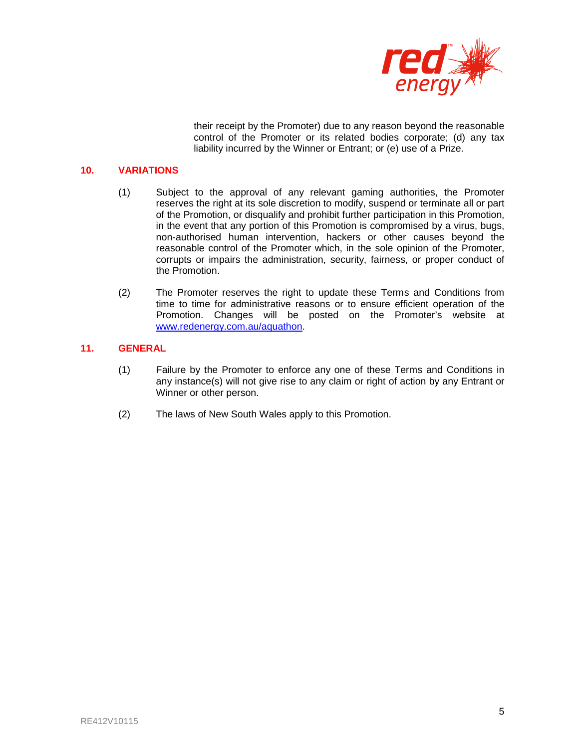their receipt by the Promoter) due to any reason beyond the reasonable control of the Promoter or its related bodies corporate; (d) any tax liability incurred by the Winner or Entrant; or (e) use of a Prize.

## 10. VARIATIONS

(1) Subject to the approval of any relevant gaming authorities, the Promoter reserves the right at its sole discretion to modify, suspend or terminate all or part of the Promotion, or disqualify and prohibit further participation in this Promotion, in the event that any portion of this Promotion is compromised by a virus, bugs, non-authorised human intervention, hackers or other causes beyond the reasonable control of the Promoter which, in the sole opinion of the Promoter, corrupts or impairs the administration, security, fairness, or proper conduct of the Promotion.

(2) The Promoter reserves the right to update these Terms and Conditions from time to time for administrative reasons or to ensure efficient operation of the Promotion. Changes will be posted on the Promoter's website at www.redenergy.com.au/aquathon.

## 11. GENERAL

(1) Failure by the Promoter to enforce any one of these Terms and Conditions in any instance(s) will not give rise to any claim or right of action by any Entrant or Winner or other person.

(2) The laws of New South Wales apply to this Promotion.

RE412V10115